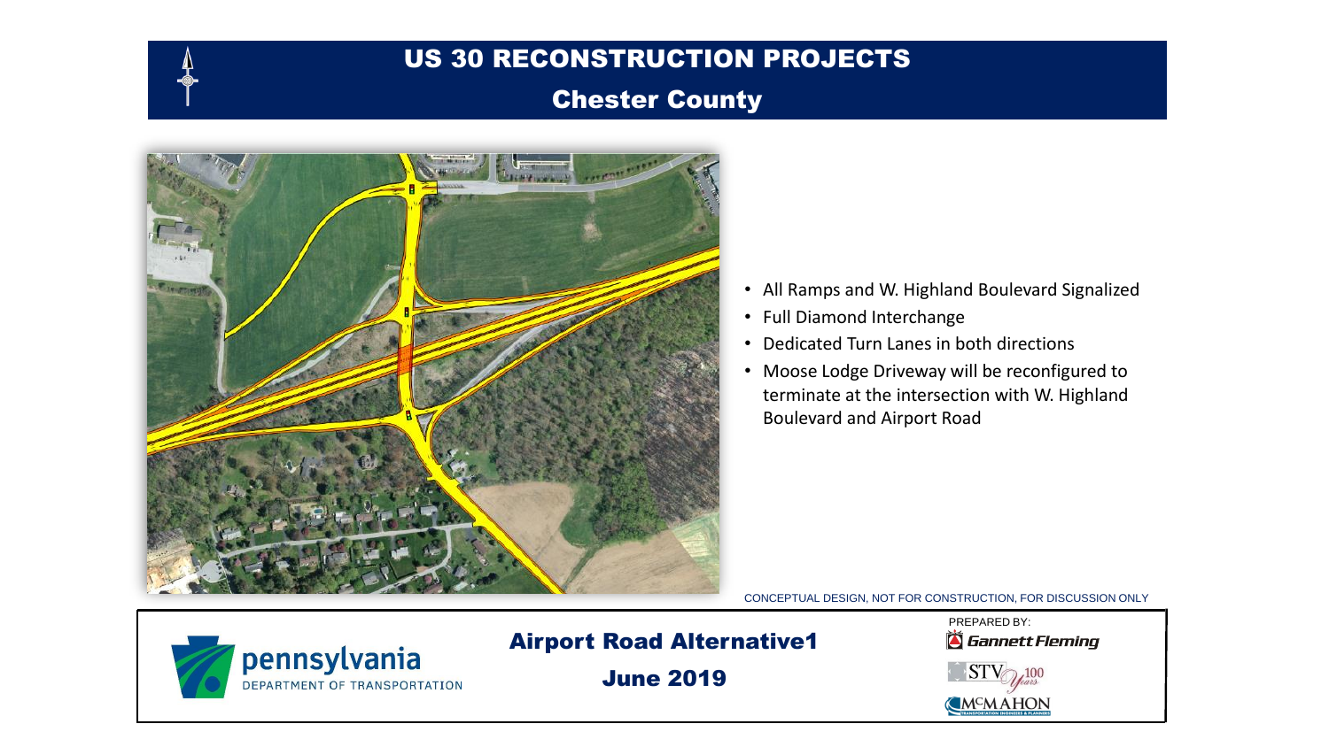# US 30 RECONSTRUCTION PROJECTS

## Chester County

- All Ramps and W. Highland Boulevard Signalized
- Full Diamond Interchange
- Dedicated Turn Lanes in both directions
- Moose Lodge Driveway will be reconfigured to terminate at the intersection with W. Highland Boulevard and Airport Road

CONCEPTUAL DESIGN, NOT FOR CONSTRUCTION, FOR DISCUSSION ONLY

pennsylvania
DEPARTMENT OF TRANSPORTATION

**Airport Road Alternative1**

**June 2019**

PREPARED BY:
Gannett Fleming
STV 100 Years
McMAHON TRANSPORTATION ENGINEERS & PLANNERS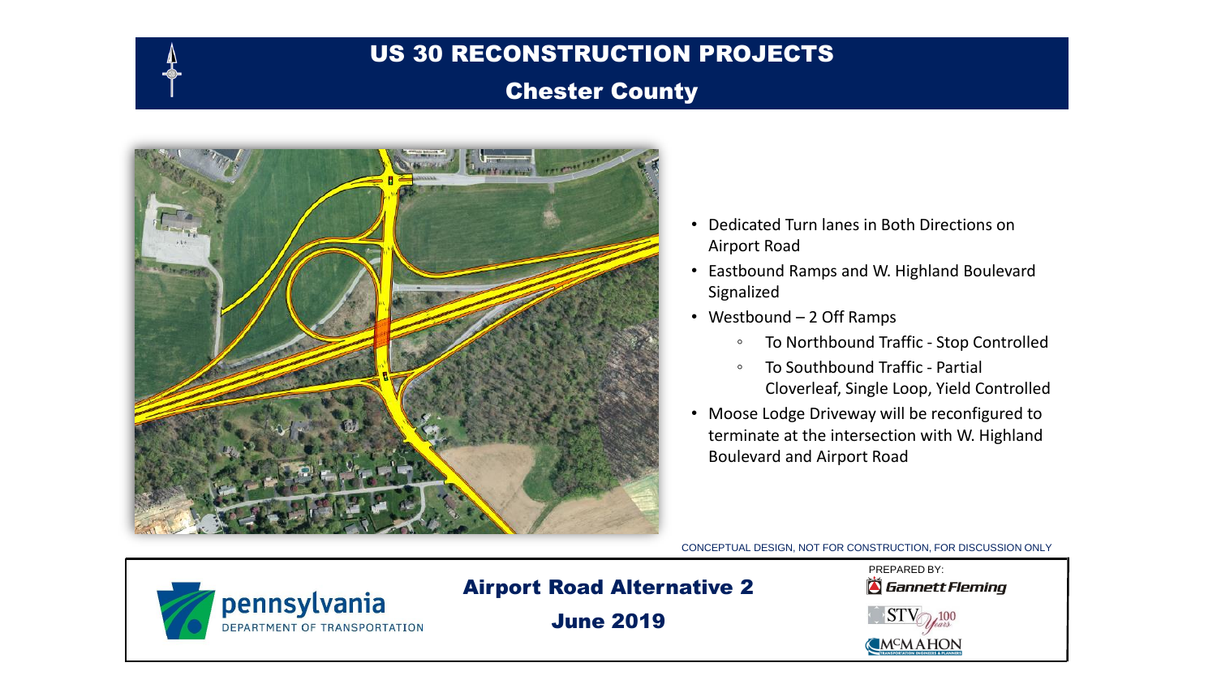# US 30 RECONSTRUCTION PROJECTS

## Chester County

- Dedicated Turn lanes in Both Directions on Airport Road
- Eastbound Ramps and W. Highland Boulevard Signalized
- Westbound – 2 Off Ramps
  - To Northbound Traffic - Stop Controlled
  - To Southbound Traffic - Partial Cloverleaf, Single Loop, Yield Controlled
- Moose Lodge Driveway will be reconfigured to terminate at the intersection with W. Highland Boulevard and Airport Road

CONCEPTUAL DESIGN, NOT FOR CONSTRUCTION, FOR DISCUSSION ONLY

pennsylvania DEPARTMENT OF TRANSPORTATION

**Airport Road Alternative 2**

**June 2019**

PREPARED BY:
Gannett Fleming
STV 100 Years
McMAHON TRANSPORTATION ENGINEERS & PLANNERS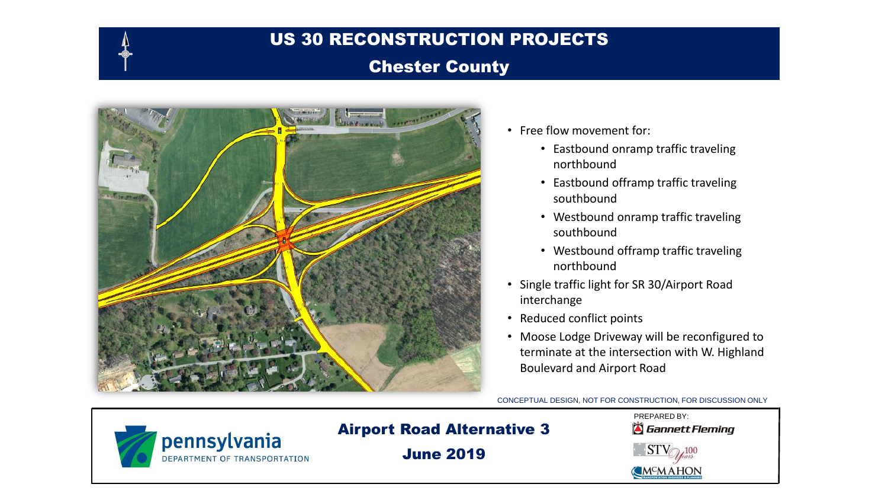# US 30 RECONSTRUCTION PROJECTS

## Chester County

- Free flow movement for:
  - Eastbound onramp traffic traveling northbound
  - Eastbound offramp traffic traveling southbound
  - Westbound onramp traffic traveling southbound
  - Westbound offramp traffic traveling northbound
- Single traffic light for SR 30/Airport Road interchange
- Reduced conflict points
- Moose Lodge Driveway will be reconfigured to terminate at the intersection with W. Highland Boulevard and Airport Road

CONCEPTUAL DESIGN, NOT FOR CONSTRUCTION, FOR DISCUSSION ONLY

pennsylvania DEPARTMENT OF TRANSPORTATION

**Airport Road Alternative 3**

**June 2019**

PREPARED BY:

Gannett Fleming

STV 100 Years

McMAHON TRANSPORTATION ENGINEERS & PLANNERS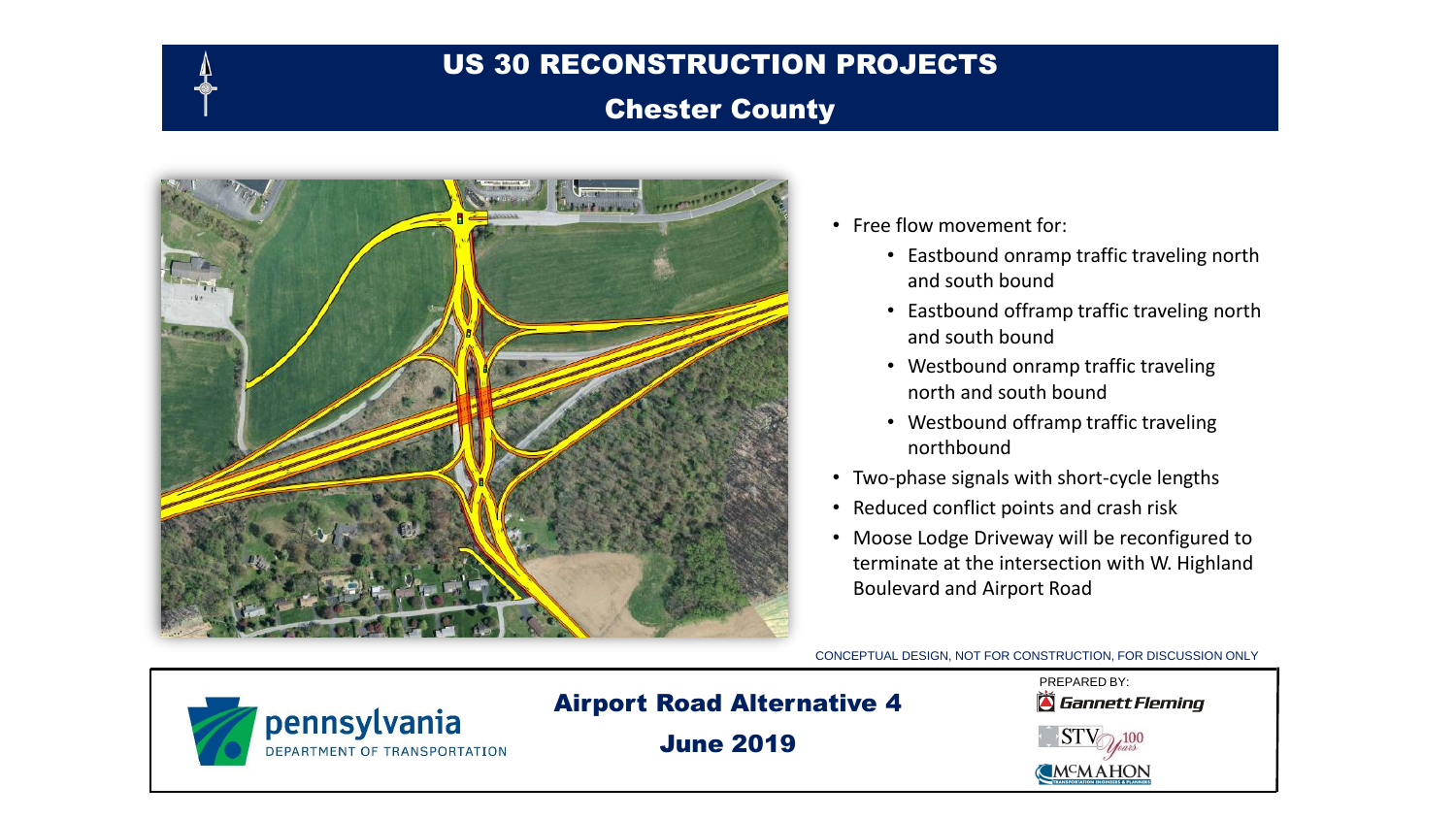# US 30 RECONSTRUCTION PROJECTS

## Chester County

- Free flow movement for:
  - Eastbound onramp traffic traveling north and south bound
  - Eastbound offramp traffic traveling north and south bound
  - Westbound onramp traffic traveling north and south bound
  - Westbound offramp traffic traveling northbound
- Two-phase signals with short-cycle lengths
- Reduced conflict points and crash risk
- Moose Lodge Driveway will be reconfigured to terminate at the intersection with W. Highland Boulevard and Airport Road

CONCEPTUAL DESIGN, NOT FOR CONSTRUCTION, FOR DISCUSSION ONLY

pennsylvania
DEPARTMENT OF TRANSPORTATION

**Airport Road Alternative 4**

**June 2019**

PREPARED BY:
Gannett Fleming
STV 100 Years
McMAHON